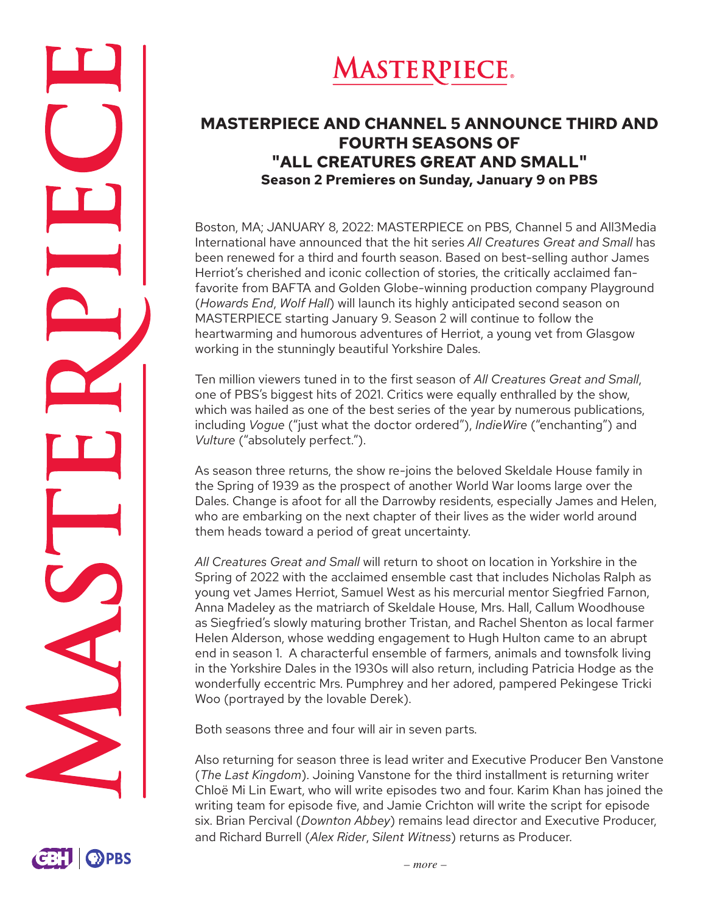# MASTERPIECE

## MASTERPIECE AND CHANNEL 5 ANNOUNCE THIRD AND FOURTH SEASONS OF "ALL CREATURES GREAT AND SMALL"

### Season 2 Premieres on Sunday, January 9 on PBS

Boston, MA; JANUARY 8, 2022: MASTERPIECE on PBS, Channel 5 and All3Media International have announced that the hit series *All Creatures Great and Small* has been renewed for a third and fourth season. Based on best-selling author James Herriot's cherished and iconic collection of stories, the critically acclaimed fan-favorite from BAFTA and Golden Globe-winning production company Playground (*Howards End*, *Wolf Hall*) will launch its highly anticipated second season on MASTERPIECE starting January 9. Season 2 will continue to follow the heartwarming and humorous adventures of Herriot, a young vet from Glasgow working in the stunningly beautiful Yorkshire Dales.

Ten million viewers tuned in to the first season of *All Creatures Great and Small*, one of PBS's biggest hits of 2021. Critics were equally enthralled by the show, which was hailed as one of the best series of the year by numerous publications, including *Vogue* ("just what the doctor ordered"), *IndieWire* ("enchanting") and *Vulture* ("absolutely perfect.").

As season three returns, the show re-joins the beloved Skeldale House family in the Spring of 1939 as the prospect of another World War looms large over the Dales. Change is afoot for all the Darrowby residents, especially James and Helen, who are embarking on the next chapter of their lives as the wider world around them heads toward a period of great uncertainty.

*All Creatures Great and Small* will return to shoot on location in Yorkshire in the Spring of 2022 with the acclaimed ensemble cast that includes Nicholas Ralph as young vet James Herriot, Samuel West as his mercurial mentor Siegfried Farnon, Anna Madeley as the matriarch of Skeldale House, Mrs. Hall, Callum Woodhouse as Siegfried's slowly maturing brother Tristan, and Rachel Shenton as local farmer Helen Alderson, whose wedding engagement to Hugh Hulton came to an abrupt end in season 1. A characterful ensemble of farmers, animals and townsfolk living in the Yorkshire Dales in the 1930s will also return, including Patricia Hodge as the wonderfully eccentric Mrs. Pumphrey and her adored, pampered Pekingese Tricki Woo (portrayed by the lovable Derek).

Both seasons three and four will air in seven parts.

Also returning for season three is lead writer and Executive Producer Ben Vanstone (*The Last Kingdom*). Joining Vanstone for the third installment is returning writer Chloë Mi Lin Ewart, who will write episodes two and four. Karim Khan has joined the writing team for episode five, and Jamie Crichton will write the script for episode six. Brian Percival (*Downton Abbey*) remains lead director and Executive Producer, and Richard Burrell (*Alex Rider*, *Silent Witness*) returns as Producer.

– more –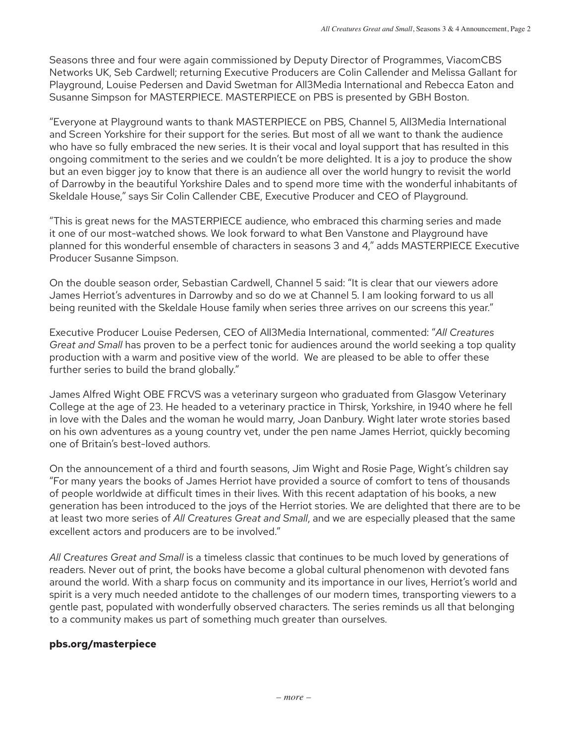Seasons three and four were again commissioned by Deputy Director of Programmes, ViacomCBS Networks UK, Seb Cardwell; returning Executive Producers are Colin Callender and Melissa Gallant for Playground, Louise Pedersen and David Swetman for All3Media International and Rebecca Eaton and Susanne Simpson for MASTERPIECE. MASTERPIECE on PBS is presented by GBH Boston.

"Everyone at Playground wants to thank MASTERPIECE on PBS, Channel 5, All3Media International and Screen Yorkshire for their support for the series. But most of all we want to thank the audience who have so fully embraced the new series. It is their vocal and loyal support that has resulted in this ongoing commitment to the series and we couldn't be more delighted. It is a joy to produce the show but an even bigger joy to know that there is an audience all over the world hungry to revisit the world of Darrowby in the beautiful Yorkshire Dales and to spend more time with the wonderful inhabitants of Skeldale House," says Sir Colin Callender CBE, Executive Producer and CEO of Playground.

"This is great news for the MASTERPIECE audience, who embraced this charming series and made it one of our most-watched shows. We look forward to what Ben Vanstone and Playground have planned for this wonderful ensemble of characters in seasons 3 and 4," adds MASTERPIECE Executive Producer Susanne Simpson.

On the double season order, Sebastian Cardwell, Channel 5 said: "It is clear that our viewers adore James Herriot's adventures in Darrowby and so do we at Channel 5. I am looking forward to us all being reunited with the Skeldale House family when series three arrives on our screens this year."

Executive Producer Louise Pedersen, CEO of All3Media International, commented: "*All Creatures Great and Small* has proven to be a perfect tonic for audiences around the world seeking a top quality production with a warm and positive view of the world. We are pleased to be able to offer these further series to build the brand globally."

James Alfred Wight OBE FRCVS was a veterinary surgeon who graduated from Glasgow Veterinary College at the age of 23. He headed to a veterinary practice in Thirsk, Yorkshire, in 1940 where he fell in love with the Dales and the woman he would marry, Joan Danbury. Wight later wrote stories based on his own adventures as a young country vet, under the pen name James Herriot, quickly becoming one of Britain's best-loved authors.

On the announcement of a third and fourth seasons, Jim Wight and Rosie Page, Wight's children say "For many years the books of James Herriot have provided a source of comfort to tens of thousands of people worldwide at difficult times in their lives. With this recent adaptation of his books, a new generation has been introduced to the joys of the Herriot stories. We are delighted that there are to be at least two more series of *All Creatures Great and Small*, and we are especially pleased that the same excellent actors and producers are to be involved."

*All Creatures Great and Small* is a timeless classic that continues to be much loved by generations of readers. Never out of print, the books have become a global cultural phenomenon with devoted fans around the world. With a sharp focus on community and its importance in our lives, Herriot's world and spirit is a very much needed antidote to the challenges of our modern times, transporting viewers to a gentle past, populated with wonderfully observed characters. The series reminds us all that belonging to a community makes us part of something much greater than ourselves.

**pbs.org/masterpiece**

*– more –*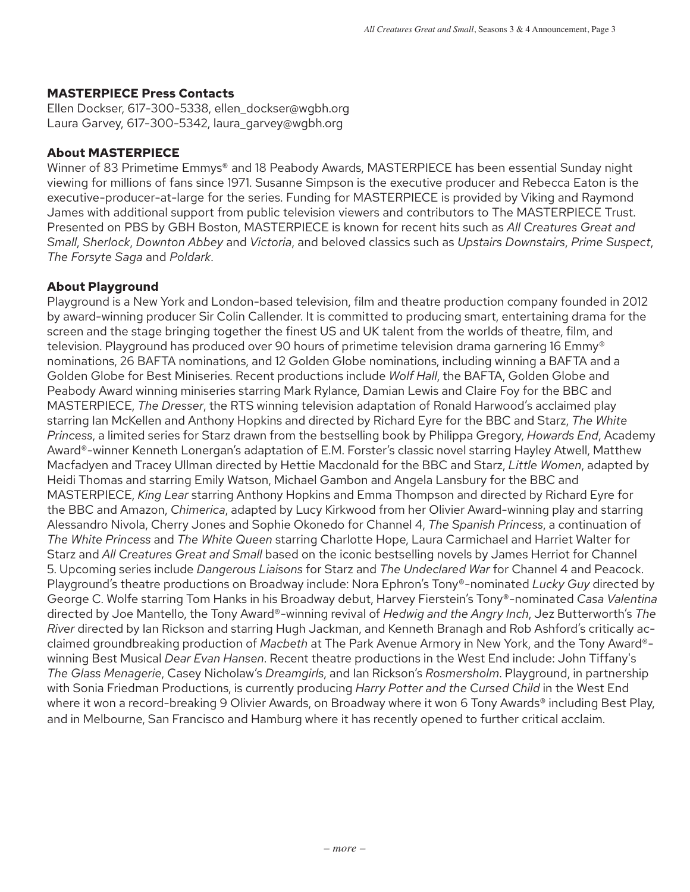**MASTERPIECE Press Contacts**
Ellen Dockser, 617-300-5338, ellen_dockser@wgbh.org
Laura Garvey, 617-300-5342, laura_garvey@wgbh.org

**About MASTERPIECE**
Winner of 83 Primetime Emmys® and 18 Peabody Awards, MASTERPIECE has been essential Sunday night viewing for millions of fans since 1971. Susanne Simpson is the executive producer and Rebecca Eaton is the executive-producer-at-large for the series. Funding for MASTERPIECE is provided by Viking and Raymond James with additional support from public television viewers and contributors to The MASTERPIECE Trust. Presented on PBS by GBH Boston, MASTERPIECE is known for recent hits such as *All Creatures Great and Small*, *Sherlock*, *Downton Abbey* and *Victoria*, and beloved classics such as *Upstairs Downstairs*, *Prime Suspect*, *The Forsyte Saga* and *Poldark*.

**About Playground**
Playground is a New York and London-based television, film and theatre production company founded in 2012 by award-winning producer Sir Colin Callender. It is committed to producing smart, entertaining drama for the screen and the stage bringing together the finest US and UK talent from the worlds of theatre, film, and television. Playground has produced over 90 hours of primetime television drama garnering 16 Emmy® nominations, 26 BAFTA nominations, and 12 Golden Globe nominations, including winning a BAFTA and a Golden Globe for Best Miniseries. Recent productions include *Wolf Hall*, the BAFTA, Golden Globe and Peabody Award winning miniseries starring Mark Rylance, Damian Lewis and Claire Foy for the BBC and MASTERPIECE, *The Dresser*, the RTS winning television adaptation of Ronald Harwood's acclaimed play starring Ian McKellen and Anthony Hopkins and directed by Richard Eyre for the BBC and Starz, *The White Princess*, a limited series for Starz drawn from the bestselling book by Philippa Gregory, *Howards End*, Academy Award®-winner Kenneth Lonergan's adaptation of E.M. Forster's classic novel starring Hayley Atwell, Matthew Macfadyen and Tracey Ullman directed by Hettie Macdonald for the BBC and Starz, *Little Women*, adapted by Heidi Thomas and starring Emily Watson, Michael Gambon and Angela Lansbury for the BBC and MASTERPIECE, *King Lear* starring Anthony Hopkins and Emma Thompson and directed by Richard Eyre for the BBC and Amazon, *Chimerica*, adapted by Lucy Kirkwood from her Olivier Award-winning play and starring Alessandro Nivola, Cherry Jones and Sophie Okonedo for Channel 4, *The Spanish Princess*, a continuation of *The White Princess* and *The White Queen* starring Charlotte Hope, Laura Carmichael and Harriet Walter for Starz and *All Creatures Great and Small* based on the iconic bestselling novels by James Herriot for Channel 5. Upcoming series include *Dangerous Liaisons* for Starz and *The Undeclared War* for Channel 4 and Peacock. Playground's theatre productions on Broadway include: Nora Ephron's Tony®-nominated *Lucky Guy* directed by George C. Wolfe starring Tom Hanks in his Broadway debut, Harvey Fierstein's Tony®-nominated *Casa Valentina* directed by Joe Mantello, the Tony Award®-winning revival of *Hedwig and the Angry Inch*, Jez Butterworth's *The River* directed by Ian Rickson and starring Hugh Jackman, and Kenneth Branagh and Rob Ashford's critically acclaimed groundbreaking production of *Macbeth* at The Park Avenue Armory in New York, and the Tony Award®-winning Best Musical *Dear Evan Hansen*. Recent theatre productions in the West End include: John Tiffany's *The Glass Menagerie*, Casey Nicholaw's *Dreamgirls*, and Ian Rickson's *Rosmersholm*. Playground, in partnership with Sonia Friedman Productions, is currently producing *Harry Potter and the Cursed Child* in the West End where it won a record-breaking 9 Olivier Awards, on Broadway where it won 6 Tony Awards® including Best Play, and in Melbourne, San Francisco and Hamburg where it has recently opened to further critical acclaim.

*– more –*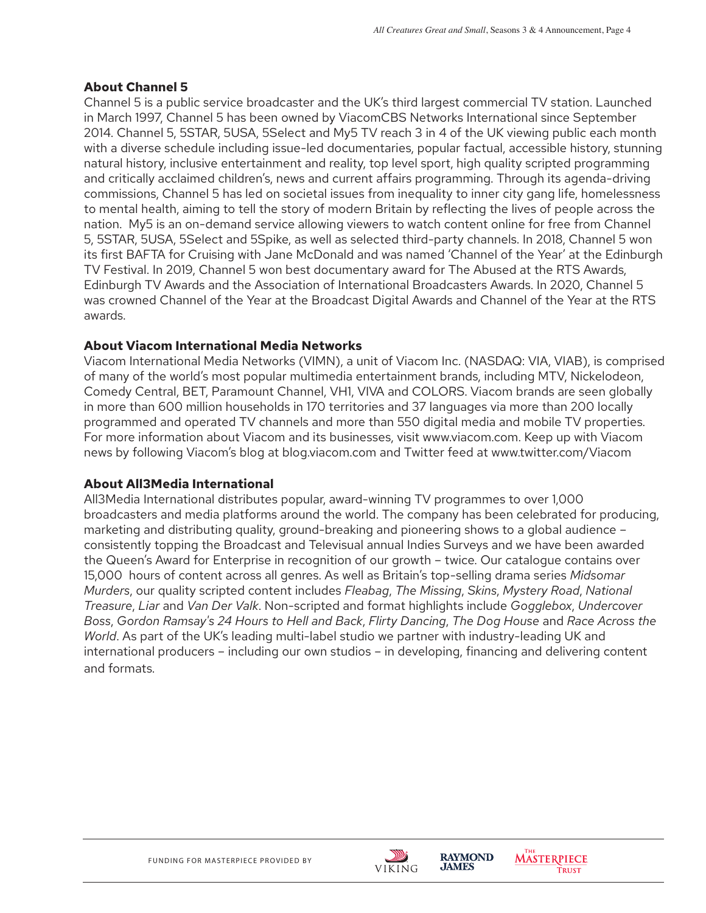**About Channel 5**

Channel 5 is a public service broadcaster and the UK's third largest commercial TV station. Launched in March 1997, Channel 5 has been owned by ViacomCBS Networks International since September 2014. Channel 5, 5STAR, 5USA, 5Select and My5 TV reach 3 in 4 of the UK viewing public each month with a diverse schedule including issue-led documentaries, popular factual, accessible history, stunning natural history, inclusive entertainment and reality, top level sport, high quality scripted programming and critically acclaimed children's, news and current affairs programming. Through its agenda-driving commissions, Channel 5 has led on societal issues from inequality to inner city gang life, homelessness to mental health, aiming to tell the story of modern Britain by reflecting the lives of people across the nation. My5 is an on-demand service allowing viewers to watch content online for free from Channel 5, 5STAR, 5USA, 5Select and 5Spike, as well as selected third-party channels. In 2018, Channel 5 won its first BAFTA for Cruising with Jane McDonald and was named 'Channel of the Year' at the Edinburgh TV Festival. In 2019, Channel 5 won best documentary award for The Abused at the RTS Awards, Edinburgh TV Awards and the Association of International Broadcasters Awards. In 2020, Channel 5 was crowned Channel of the Year at the Broadcast Digital Awards and Channel of the Year at the RTS awards.

**About Viacom International Media Networks**

Viacom International Media Networks (VIMN), a unit of Viacom Inc. (NASDAQ: VIA, VIAB), is comprised of many of the world's most popular multimedia entertainment brands, including MTV, Nickelodeon, Comedy Central, BET, Paramount Channel, VH1, VIVA and COLORS. Viacom brands are seen globally in more than 600 million households in 170 territories and 37 languages via more than 200 locally programmed and operated TV channels and more than 550 digital media and mobile TV properties. For more information about Viacom and its businesses, visit www.viacom.com. Keep up with Viacom news by following Viacom's blog at blog.viacom.com and Twitter feed at www.twitter.com/Viacom

**About All3Media International**

All3Media International distributes popular, award-winning TV programmes to over 1,000 broadcasters and media platforms around the world. The company has been celebrated for producing, marketing and distributing quality, ground-breaking and pioneering shows to a global audience – consistently topping the Broadcast and Televisual annual Indies Surveys and we have been awarded the Queen's Award for Enterprise in recognition of our growth – twice. Our catalogue contains over 15,000 hours of content across all genres. As well as Britain's top-selling drama series *Midsomar Murders*, our quality scripted content includes *Fleabag*, *The Missing*, *Skins*, *Mystery Road*, *National Treasure*, *Liar* and *Van Der Valk*. Non-scripted and format highlights include *Gogglebox*, *Undercover Boss*, *Gordon Ramsay's 24 Hours to Hell and Back*, *Flirty Dancing*, *The Dog House* and *Race Across the World*. As part of the UK's leading multi-label studio we partner with industry-leading UK and international producers – including our own studios – in developing, financing and delivering content and formats.

FUNDING FOR MASTERPIECE PROVIDED BY VIKING RAYMOND JAMES THE MASTERPIECE TRUST